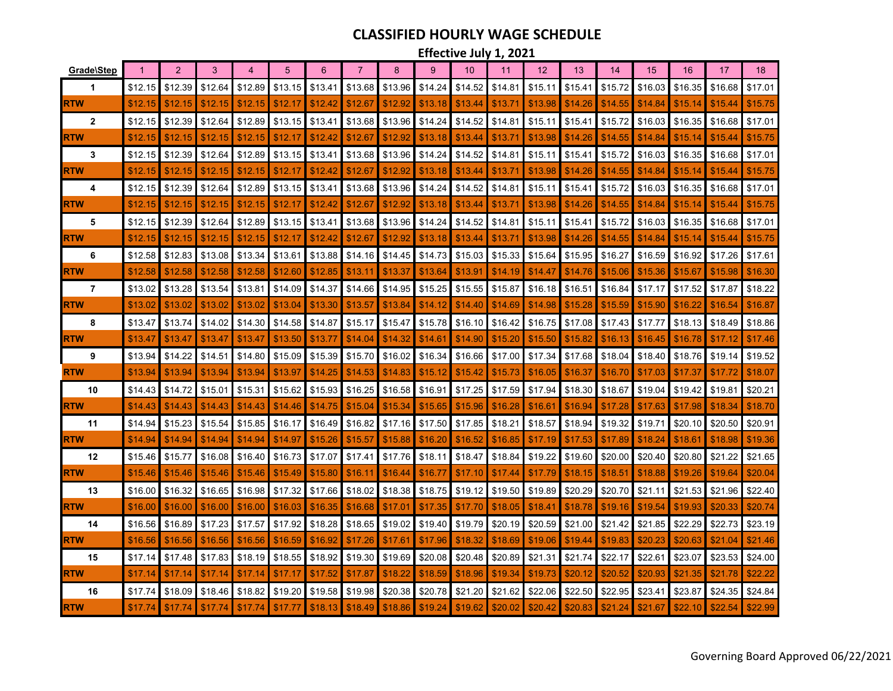# CLASSIFIED HOURLY WAGE SCHEDULE

**Effective July 1, 2021**

| Grade\Step | 1 | 2 | 3 | 4 | 5 | 6 | 7 | 8 | 9 | 10 | 11 | 12 | 13 | 14 | 15 | 16 | 17 | 18 |
|---|---|---|---|---|---|---|---|---|---|---|---|---|---|---|---|---|---|---|
| 1 | $12.15 | $12.39 | $12.64 | $12.89 | $13.15 | $13.41 | $13.68 | $13.96 | $14.24 | $14.52 | $14.81 | $15.11 | $15.41 | $15.72 | $16.03 | $16.35 | $16.68 | $17.01 |
| RTW | $12.15 | $12.15 | $12.15 | $12.15 | $12.17 | $12.42 | $12.67 | $12.92 | $13.18 | $13.44 | $13.71 | $13.98 | $14.26 | $14.55 | $14.84 | $15.14 | $15.44 | $15.75 |
| 2 | $12.15 | $12.39 | $12.64 | $12.89 | $13.15 | $13.41 | $13.68 | $13.96 | $14.24 | $14.52 | $14.81 | $15.11 | $15.41 | $15.72 | $16.03 | $16.35 | $16.68 | $17.01 |
| RTW | $12.15 | $12.15 | $12.15 | $12.15 | $12.17 | $12.42 | $12.67 | $12.92 | $13.18 | $13.44 | $13.71 | $13.98 | $14.26 | $14.55 | $14.84 | $15.14 | $15.44 | $15.75 |
| 3 | $12.15 | $12.39 | $12.64 | $12.89 | $13.15 | $13.41 | $13.68 | $13.96 | $14.24 | $14.52 | $14.81 | $15.11 | $15.41 | $15.72 | $16.03 | $16.35 | $16.68 | $17.01 |
| RTW | $12.15 | $12.15 | $12.15 | $12.15 | $12.17 | $12.42 | $12.67 | $12.92 | $13.18 | $13.44 | $13.71 | $13.98 | $14.26 | $14.55 | $14.84 | $15.14 | $15.44 | $15.75 |
| 4 | $12.15 | $12.39 | $12.64 | $12.89 | $13.15 | $13.41 | $13.68 | $13.96 | $14.24 | $14.52 | $14.81 | $15.11 | $15.41 | $15.72 | $16.03 | $16.35 | $16.68 | $17.01 |
| RTW | $12.15 | $12.15 | $12.15 | $12.15 | $12.17 | $12.42 | $12.67 | $12.92 | $13.18 | $13.44 | $13.71 | $13.98 | $14.26 | $14.55 | $14.84 | $15.14 | $15.44 | $15.75 |
| 5 | $12.15 | $12.39 | $12.64 | $12.89 | $13.15 | $13.41 | $13.68 | $13.96 | $14.24 | $14.52 | $14.81 | $15.11 | $15.41 | $15.72 | $16.03 | $16.35 | $16.68 | $17.01 |
| RTW | $12.15 | $12.15 | $12.15 | $12.15 | $12.17 | $12.42 | $12.67 | $12.92 | $13.18 | $13.44 | $13.71 | $13.98 | $14.26 | $14.55 | $14.84 | $15.14 | $15.44 | $15.75 |
| 6 | $12.58 | $12.83 | $13.08 | $13.34 | $13.61 | $13.88 | $14.16 | $14.45 | $14.73 | $15.03 | $15.33 | $15.64 | $15.95 | $16.27 | $16.59 | $16.92 | $17.26 | $17.61 |
| RTW | $12.58 | $12.58 | $12.58 | $12.58 | $12.60 | $12.85 | $13.11 | $13.37 | $13.64 | $13.91 | $14.19 | $14.47 | $14.76 | $15.06 | $15.36 | $15.67 | $15.98 | $16.30 |
| 7 | $13.02 | $13.28 | $13.54 | $13.81 | $14.09 | $14.37 | $14.66 | $14.95 | $15.25 | $15.55 | $15.87 | $16.18 | $16.51 | $16.84 | $17.17 | $17.52 | $17.87 | $18.22 |
| RTW | $13.02 | $13.02 | $13.02 | $13.02 | $13.04 | $13.30 | $13.57 | $13.84 | $14.12 | $14.40 | $14.69 | $14.98 | $15.28 | $15.59 | $15.90 | $16.22 | $16.54 | $16.87 |
| 8 | $13.47 | $13.74 | $14.02 | $14.30 | $14.58 | $14.87 | $15.17 | $15.47 | $15.78 | $16.10 | $16.42 | $16.75 | $17.08 | $17.43 | $17.77 | $18.13 | $18.49 | $18.86 |
| RTW | $13.47 | $13.47 | $13.47 | $13.47 | $13.50 | $13.77 | $14.04 | $14.32 | $14.61 | $14.90 | $15.20 | $15.50 | $15.82 | $16.13 | $16.45 | $16.78 | $17.12 | $17.46 |
| 9 | $13.94 | $14.22 | $14.51 | $14.80 | $15.09 | $15.39 | $15.70 | $16.02 | $16.34 | $16.66 | $17.00 | $17.34 | $17.68 | $18.04 | $18.40 | $18.76 | $19.14 | $19.52 |
| RTW | $13.94 | $13.94 | $13.94 | $13.94 | $13.97 | $14.25 | $14.53 | $14.83 | $15.12 | $15.42 | $15.73 | $16.05 | $16.37 | $16.70 | $17.03 | $17.37 | $17.72 | $18.07 |
| 10 | $14.43 | $14.72 | $15.01 | $15.31 | $15.62 | $15.93 | $16.25 | $16.58 | $16.91 | $17.25 | $17.59 | $17.94 | $18.30 | $18.67 | $19.04 | $19.42 | $19.81 | $20.21 |
| RTW | $14.43 | $14.43 | $14.43 | $14.43 | $14.46 | $14.75 | $15.04 | $15.34 | $15.65 | $15.96 | $16.28 | $16.61 | $16.94 | $17.28 | $17.63 | $17.98 | $18.34 | $18.70 |
| 11 | $14.94 | $15.23 | $15.54 | $15.85 | $16.17 | $16.49 | $16.82 | $17.16 | $17.50 | $17.85 | $18.21 | $18.57 | $18.94 | $19.32 | $19.71 | $20.10 | $20.50 | $20.91 |
| RTW | $14.94 | $14.94 | $14.94 | $14.94 | $14.97 | $15.26 | $15.57 | $15.88 | $16.20 | $16.52 | $16.85 | $17.19 | $17.53 | $17.89 | $18.24 | $18.61 | $18.98 | $19.36 |
| 12 | $15.46 | $15.77 | $16.08 | $16.40 | $16.73 | $17.07 | $17.41 | $17.76 | $18.11 | $18.47 | $18.84 | $19.22 | $19.60 | $20.00 | $20.40 | $20.80 | $21.22 | $21.65 |
| RTW | $15.46 | $15.46 | $15.46 | $15.46 | $15.49 | $15.80 | $16.11 | $16.44 | $16.77 | $17.10 | $17.44 | $17.79 | $18.15 | $18.51 | $18.88 | $19.26 | $19.64 | $20.04 |
| 13 | $16.00 | $16.32 | $16.65 | $16.98 | $17.32 | $17.66 | $18.02 | $18.38 | $18.75 | $19.12 | $19.50 | $19.89 | $20.29 | $20.70 | $21.11 | $21.53 | $21.96 | $22.40 |
| RTW | $16.00 | $16.00 | $16.00 | $16.00 | $16.03 | $16.35 | $16.68 | $17.01 | $17.35 | $17.70 | $18.05 | $18.41 | $18.78 | $19.16 | $19.54 | $19.93 | $20.33 | $20.74 |
| 14 | $16.56 | $16.89 | $17.23 | $17.57 | $17.92 | $18.28 | $18.65 | $19.02 | $19.40 | $19.79 | $20.19 | $20.59 | $21.00 | $21.42 | $21.85 | $22.29 | $22.73 | $23.19 |
| RTW | $16.56 | $16.56 | $16.56 | $16.56 | $16.59 | $16.92 | $17.26 | $17.61 | $17.96 | $18.32 | $18.69 | $19.06 | $19.44 | $19.83 | $20.23 | $20.63 | $21.04 | $21.46 |
| 15 | $17.14 | $17.48 | $17.83 | $18.19 | $18.55 | $18.92 | $19.30 | $19.69 | $20.08 | $20.48 | $20.89 | $21.31 | $21.74 | $22.17 | $22.61 | $23.07 | $23.53 | $24.00 |
| RTW | $17.14 | $17.14 | $17.14 | $17.14 | $17.17 | $17.52 | $17.87 | $18.22 | $18.59 | $18.96 | $19.34 | $19.73 | $20.12 | $20.52 | $20.93 | $21.35 | $21.78 | $22.22 |
| 16 | $17.74 | $18.09 | $18.46 | $18.82 | $19.20 | $19.58 | $19.98 | $20.38 | $20.78 | $21.20 | $21.62 | $22.06 | $22.50 | $22.95 | $23.41 | $23.87 | $24.35 | $24.84 |
| RTW | $17.74 | $17.74 | $17.74 | $17.74 | $17.77 | $18.13 | $18.49 | $18.86 | $19.24 | $19.62 | $20.02 | $20.42 | $20.83 | $21.24 | $21.67 | $22.10 | $22.54 | $22.99 |

Governing Board Approved 06/22/2021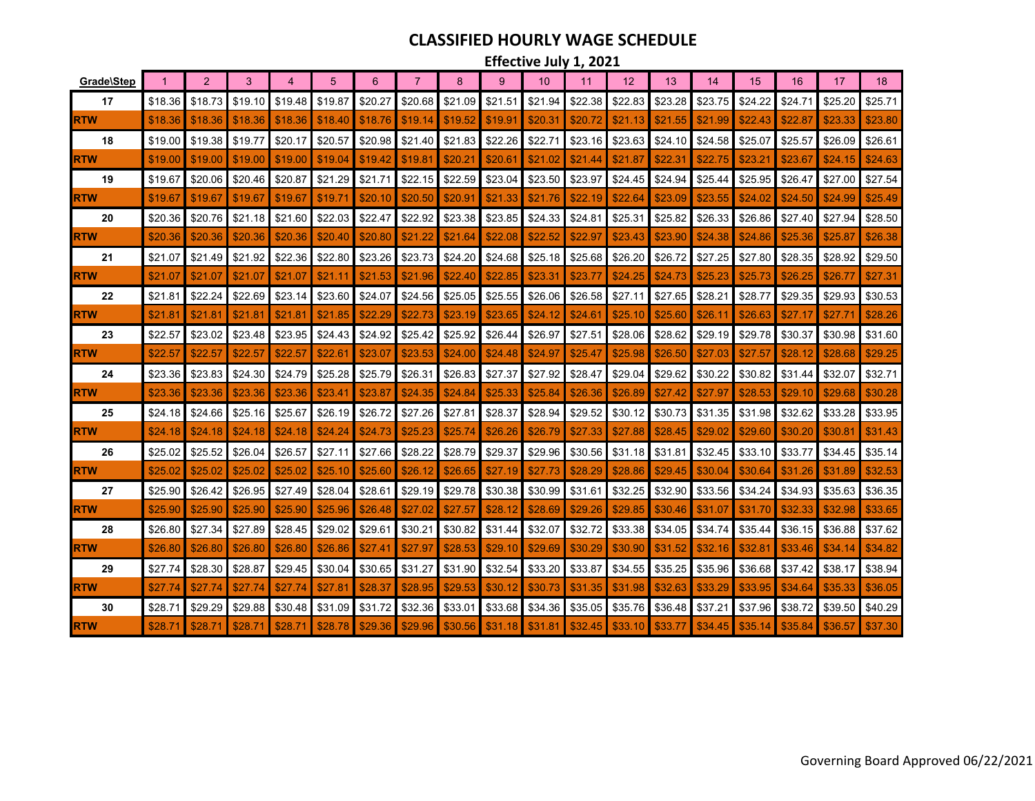# CLASSIFIED HOURLY WAGE SCHEDULE

**Effective July 1, 2021**

| Grade\Step | 1 | 2 | 3 | 4 | 5 | 6 | 7 | 8 | 9 | 10 | 11 | 12 | 13 | 14 | 15 | 16 | 17 | 18 |
|---|---|---|---|---|---|---|---|---|---|---|---|---|---|---|---|---|---|---|
| 17 | $18.36 | $18.73 | $19.10 | $19.48 | $19.87 | $20.27 | $20.68 | $21.09 | $21.51 | $21.94 | $22.38 | $22.83 | $23.28 | $23.75 | $24.22 | $24.71 | $25.20 | $25.71 |
| RTW | $18.36 | $18.36 | $18.36 | $18.36 | $18.40 | $18.76 | $19.14 | $19.52 | $19.91 | $20.31 | $20.72 | $21.13 | $21.55 | $21.99 | $22.43 | $22.87 | $23.33 | $23.80 |
| 18 | $19.00 | $19.38 | $19.77 | $20.17 | $20.57 | $20.98 | $21.40 | $21.83 | $22.26 | $22.71 | $23.16 | $23.63 | $24.10 | $24.58 | $25.07 | $25.57 | $26.09 | $26.61 |
| RTW | $19.00 | $19.00 | $19.00 | $19.00 | $19.04 | $19.42 | $19.81 | $20.21 | $20.61 | $21.02 | $21.44 | $21.87 | $22.31 | $22.75 | $23.21 | $23.67 | $24.15 | $24.63 |
| 19 | $19.67 | $20.06 | $20.46 | $20.87 | $21.29 | $21.71 | $22.15 | $22.59 | $23.04 | $23.50 | $23.97 | $24.45 | $24.94 | $25.44 | $25.95 | $26.47 | $27.00 | $27.54 |
| RTW | $19.67 | $19.67 | $19.67 | $19.67 | $19.71 | $20.10 | $20.50 | $20.91 | $21.33 | $21.76 | $22.19 | $22.64 | $23.09 | $23.55 | $24.02 | $24.50 | $24.99 | $25.49 |
| 20 | $20.36 | $20.76 | $21.18 | $21.60 | $22.03 | $22.47 | $22.92 | $23.38 | $23.85 | $24.33 | $24.81 | $25.31 | $25.82 | $26.33 | $26.86 | $27.40 | $27.94 | $28.50 |
| RTW | $20.36 | $20.36 | $20.36 | $20.36 | $20.40 | $20.80 | $21.22 | $21.64 | $22.08 | $22.52 | $22.97 | $23.43 | $23.90 | $24.38 | $24.86 | $25.36 | $25.87 | $26.38 |
| 21 | $21.07 | $21.49 | $21.92 | $22.36 | $22.80 | $23.26 | $23.73 | $24.20 | $24.68 | $25.18 | $25.68 | $26.20 | $26.72 | $27.25 | $27.80 | $28.35 | $28.92 | $29.50 |
| RTW | $21.07 | $21.07 | $21.07 | $21.07 | $21.11 | $21.53 | $21.96 | $22.40 | $22.85 | $23.31 | $23.77 | $24.25 | $24.73 | $25.23 | $25.73 | $26.25 | $26.77 | $27.31 |
| 22 | $21.81 | $22.24 | $22.69 | $23.14 | $23.60 | $24.07 | $24.56 | $25.05 | $25.55 | $26.06 | $26.58 | $27.11 | $27.65 | $28.21 | $28.77 | $29.35 | $29.93 | $30.53 |
| RTW | $21.81 | $21.81 | $21.81 | $21.81 | $21.85 | $22.29 | $22.73 | $23.19 | $23.65 | $24.12 | $24.61 | $25.10 | $25.60 | $26.11 | $26.63 | $27.17 | $27.71 | $28.26 |
| 23 | $22.57 | $23.02 | $23.48 | $23.95 | $24.43 | $24.92 | $25.42 | $25.92 | $26.44 | $26.97 | $27.51 | $28.06 | $28.62 | $29.19 | $29.78 | $30.37 | $30.98 | $31.60 |
| RTW | $22.57 | $22.57 | $22.57 | $22.57 | $22.61 | $23.07 | $23.53 | $24.00 | $24.48 | $24.97 | $25.47 | $25.98 | $26.50 | $27.03 | $27.57 | $28.12 | $28.68 | $29.25 |
| 24 | $23.36 | $23.83 | $24.30 | $24.79 | $25.28 | $25.79 | $26.31 | $26.83 | $27.37 | $27.92 | $28.47 | $29.04 | $29.62 | $30.22 | $30.82 | $31.44 | $32.07 | $32.71 |
| RTW | $23.36 | $23.36 | $23.36 | $23.36 | $23.41 | $23.87 | $24.35 | $24.84 | $25.33 | $25.84 | $26.36 | $26.89 | $27.42 | $27.97 | $28.53 | $29.10 | $29.68 | $30.28 |
| 25 | $24.18 | $24.66 | $25.16 | $25.67 | $26.19 | $26.72 | $27.26 | $27.81 | $28.37 | $28.94 | $29.52 | $30.12 | $30.73 | $31.35 | $31.98 | $32.62 | $33.28 | $33.95 |
| RTW | $24.18 | $24.18 | $24.18 | $24.18 | $24.24 | $24.73 | $25.23 | $25.74 | $26.26 | $26.79 | $27.33 | $27.88 | $28.45 | $29.02 | $29.60 | $30.20 | $30.81 | $31.43 |
| 26 | $25.02 | $25.52 | $26.04 | $26.57 | $27.11 | $27.66 | $28.22 | $28.79 | $29.37 | $29.96 | $30.56 | $31.18 | $31.81 | $32.45 | $33.10 | $33.77 | $34.45 | $35.14 |
| RTW | $25.02 | $25.02 | $25.02 | $25.02 | $25.10 | $25.60 | $26.12 | $26.65 | $27.19 | $27.73 | $28.29 | $28.86 | $29.45 | $30.04 | $30.64 | $31.26 | $31.89 | $32.53 |
| 27 | $25.90 | $26.42 | $26.95 | $27.49 | $28.04 | $28.61 | $29.19 | $29.78 | $30.38 | $30.99 | $31.61 | $32.25 | $32.90 | $33.56 | $34.24 | $34.93 | $35.63 | $36.35 |
| RTW | $25.90 | $25.90 | $25.90 | $25.90 | $25.96 | $26.48 | $27.02 | $27.57 | $28.12 | $28.69 | $29.26 | $29.85 | $30.46 | $31.07 | $31.70 | $32.33 | $32.98 | $33.65 |
| 28 | $26.80 | $27.34 | $27.89 | $28.45 | $29.02 | $29.61 | $30.21 | $30.82 | $31.44 | $32.07 | $32.72 | $33.38 | $34.05 | $34.74 | $35.44 | $36.15 | $36.88 | $37.62 |
| RTW | $26.80 | $26.80 | $26.80 | $26.80 | $26.86 | $27.41 | $27.97 | $28.53 | $29.10 | $29.69 | $30.29 | $30.90 | $31.52 | $32.16 | $32.81 | $33.46 | $34.14 | $34.82 |
| 29 | $27.74 | $28.30 | $28.87 | $29.45 | $30.04 | $30.65 | $31.27 | $31.90 | $32.54 | $33.20 | $33.87 | $34.55 | $35.25 | $35.96 | $36.68 | $37.42 | $38.17 | $38.94 |
| RTW | $27.74 | $27.74 | $27.74 | $27.74 | $27.81 | $28.37 | $28.95 | $29.53 | $30.12 | $30.73 | $31.35 | $31.98 | $32.63 | $33.29 | $33.95 | $34.64 | $35.33 | $36.05 |
| 30 | $28.71 | $29.29 | $29.88 | $30.48 | $31.09 | $31.72 | $32.36 | $33.01 | $33.68 | $34.36 | $35.05 | $35.76 | $36.48 | $37.21 | $37.96 | $38.72 | $39.50 | $40.29 |
| RTW | $28.71 | $28.71 | $28.71 | $28.71 | $28.78 | $29.36 | $29.96 | $30.56 | $31.18 | $31.81 | $32.45 | $33.10 | $33.77 | $34.45 | $35.14 | $35.84 | $36.57 | $37.30 |

Governing Board Approved 06/22/2021